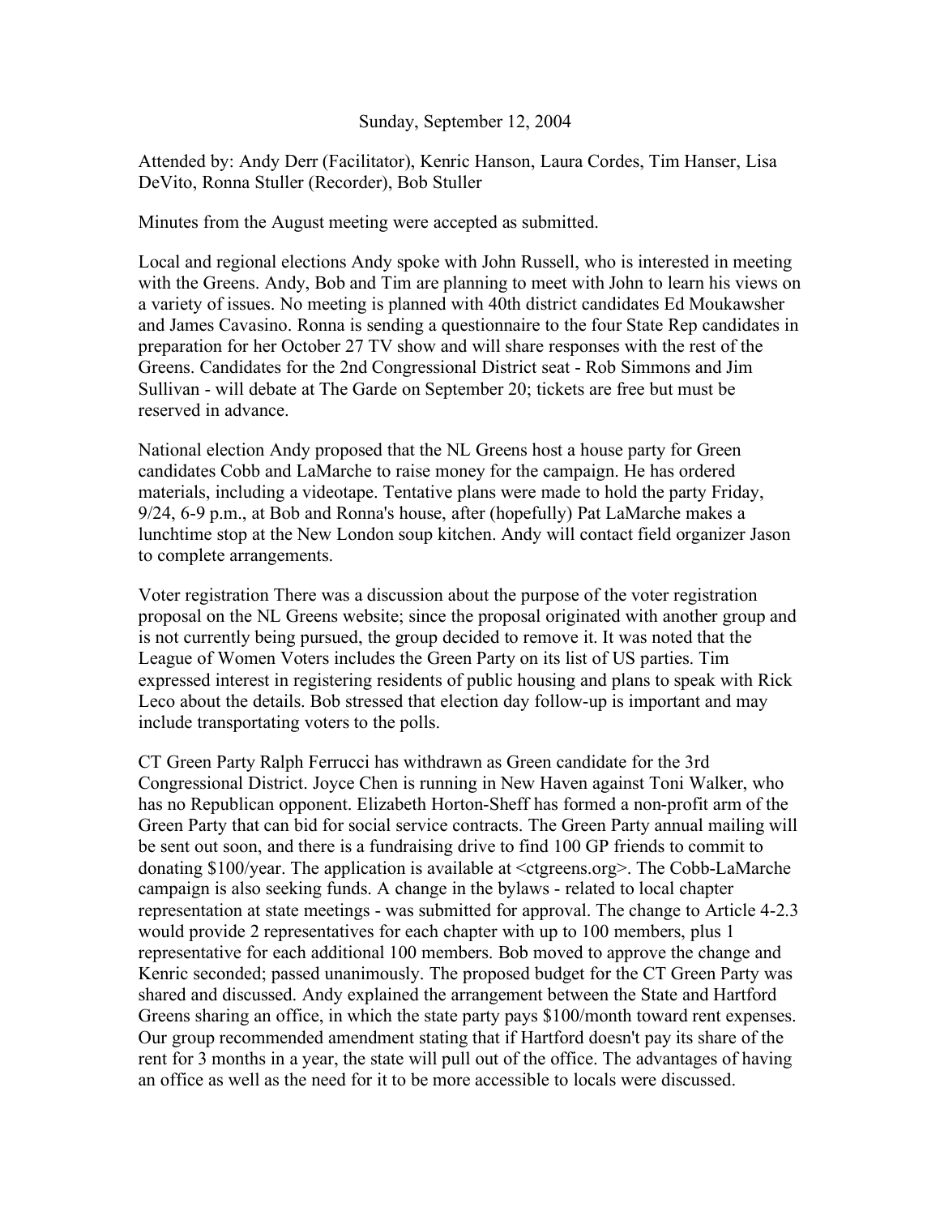Sunday, September 12, 2004

Attended by: Andy Derr (Facilitator), Kenric Hanson, Laura Cordes, Tim Hanser, Lisa DeVito, Ronna Stuller (Recorder), Bob Stuller

Minutes from the August meeting were accepted as submitted.

Local and regional elections Andy spoke with John Russell, who is interested in meeting with the Greens. Andy, Bob and Tim are planning to meet with John to learn his views on a variety of issues. No meeting is planned with 40th district candidates Ed Moukawsher and James Cavasino. Ronna is sending a questionnaire to the four State Rep candidates in preparation for her October 27 TV show and will share responses with the rest of the Greens. Candidates for the 2nd Congressional District seat - Rob Simmons and Jim Sullivan - will debate at The Garde on September 20; tickets are free but must be reserved in advance.

National election Andy proposed that the NL Greens host a house party for Green candidates Cobb and LaMarche to raise money for the campaign. He has ordered materials, including a videotape. Tentative plans were made to hold the party Friday, 9/24, 6-9 p.m., at Bob and Ronna's house, after (hopefully) Pat LaMarche makes a lunchtime stop at the New London soup kitchen. Andy will contact field organizer Jason to complete arrangements.

Voter registration There was a discussion about the purpose of the voter registration proposal on the NL Greens website; since the proposal originated with another group and is not currently being pursued, the group decided to remove it. It was noted that the League of Women Voters includes the Green Party on its list of US parties. Tim expressed interest in registering residents of public housing and plans to speak with Rick Leco about the details. Bob stressed that election day follow-up is important and may include transportating voters to the polls.

CT Green Party Ralph Ferrucci has withdrawn as Green candidate for the 3rd Congressional District. Joyce Chen is running in New Haven against Toni Walker, who has no Republican opponent. Elizabeth Horton-Sheff has formed a non-profit arm of the Green Party that can bid for social service contracts. The Green Party annual mailing will be sent out soon, and there is a fundraising drive to find 100 GP friends to commit to donating $100/year. The application is available at <ctgreens.org>. The Cobb-LaMarche campaign is also seeking funds. A change in the bylaws - related to local chapter representation at state meetings - was submitted for approval. The change to Article 4-2.3 would provide 2 representatives for each chapter with up to 100 members, plus 1 representative for each additional 100 members. Bob moved to approve the change and Kenric seconded; passed unanimously. The proposed budget for the CT Green Party was shared and discussed. Andy explained the arrangement between the State and Hartford Greens sharing an office, in which the state party pays $100/month toward rent expenses. Our group recommended amendment stating that if Hartford doesn't pay its share of the rent for 3 months in a year, the state will pull out of the office. The advantages of having an office as well as the need for it to be more accessible to locals were discussed.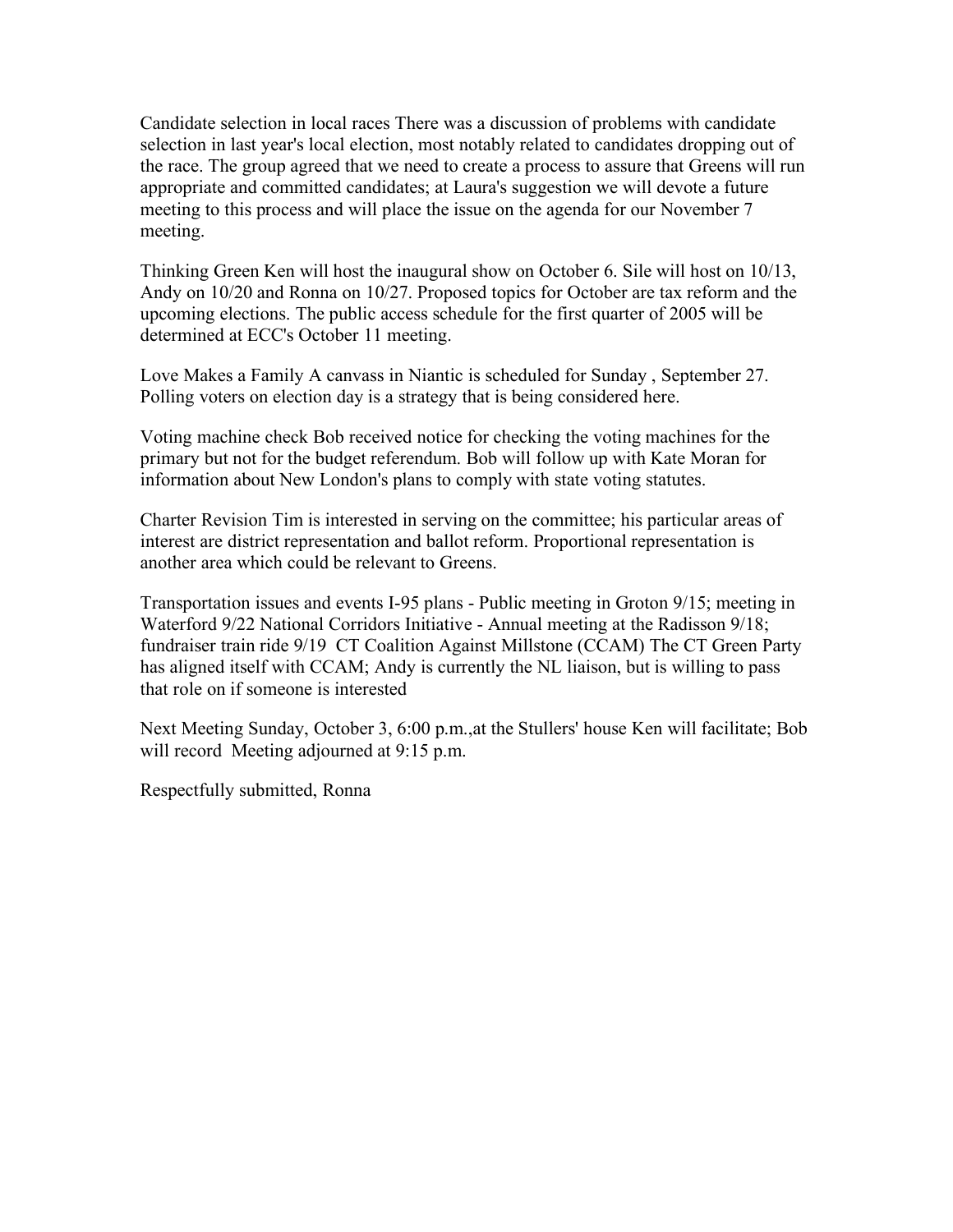Candidate selection in local races There was a discussion of problems with candidate selection in last year's local election, most notably related to candidates dropping out of the race. The group agreed that we need to create a process to assure that Greens will run appropriate and committed candidates; at Laura's suggestion we will devote a future meeting to this process and will place the issue on the agenda for our November 7 meeting.

Thinking Green Ken will host the inaugural show on October 6. Sile will host on 10/13, Andy on 10/20 and Ronna on 10/27. Proposed topics for October are tax reform and the upcoming elections. The public access schedule for the first quarter of 2005 will be determined at ECC's October 11 meeting.

Love Makes a Family A canvass in Niantic is scheduled for Sunday , September 27. Polling voters on election day is a strategy that is being considered here.

Voting machine check Bob received notice for checking the voting machines for the primary but not for the budget referendum. Bob will follow up with Kate Moran for information about New London's plans to comply with state voting statutes.

Charter Revision Tim is interested in serving on the committee; his particular areas of interest are district representation and ballot reform. Proportional representation is another area which could be relevant to Greens.

Transportation issues and events I-95 plans - Public meeting in Groton 9/15; meeting in Waterford 9/22 National Corridors Initiative - Annual meeting at the Radisson 9/18; fundraiser train ride 9/19 CT Coalition Against Millstone (CCAM) The CT Green Party has aligned itself with CCAM; Andy is currently the NL liaison, but is willing to pass that role on if someone is interested

Next Meeting Sunday, October 3, 6:00 p.m.,at the Stullers' house Ken will facilitate; Bob will record Meeting adjourned at 9:15 p.m.

Respectfully submitted, Ronna